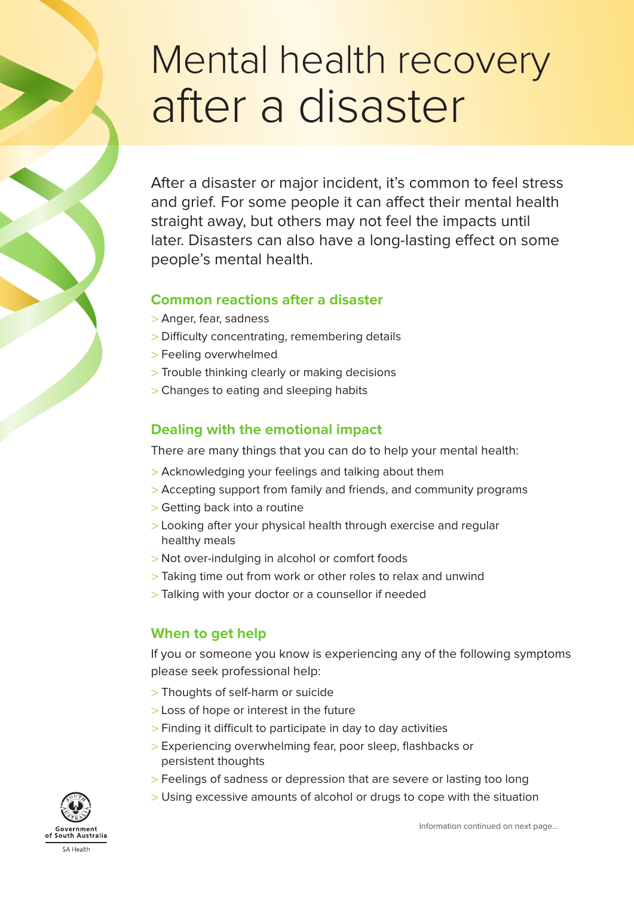# Mental health recovery after a disaster

After a disaster or major incident, it's common to feel stress and grief. For some people it can affect their mental health straight away, but others may not feel the impacts until later. Disasters can also have a long-lasting effect on some people's mental health.

## Common reactions after a disaster

- Anger, fear, sadness
- Difficulty concentrating, remembering details
- Feeling overwhelmed
- Trouble thinking clearly or making decisions
- Changes to eating and sleeping habits

## Dealing with the emotional impact

There are many things that you can do to help your mental health:

- Acknowledging your feelings and talking about them
- Accepting support from family and friends, and community programs
- Getting back into a routine
- Looking after your physical health through exercise and regular healthy meals
- Not over-indulging in alcohol or comfort foods
- Taking time out from work or other roles to relax and unwind
- Talking with your doctor or a counsellor if needed

## When to get help

If you or someone you know is experiencing any of the following symptoms please seek professional help:

- Thoughts of self-harm or suicide
- Loss of hope or interest in the future
- Finding it difficult to participate in day to day activities
- Experiencing overwhelming fear, poor sleep, flashbacks or persistent thoughts
- Feelings of sadness or depression that are severe or lasting too long
- Using excessive amounts of alcohol or drugs to cope with the situation

Government of South Australia

SA Health

Information continued on next page...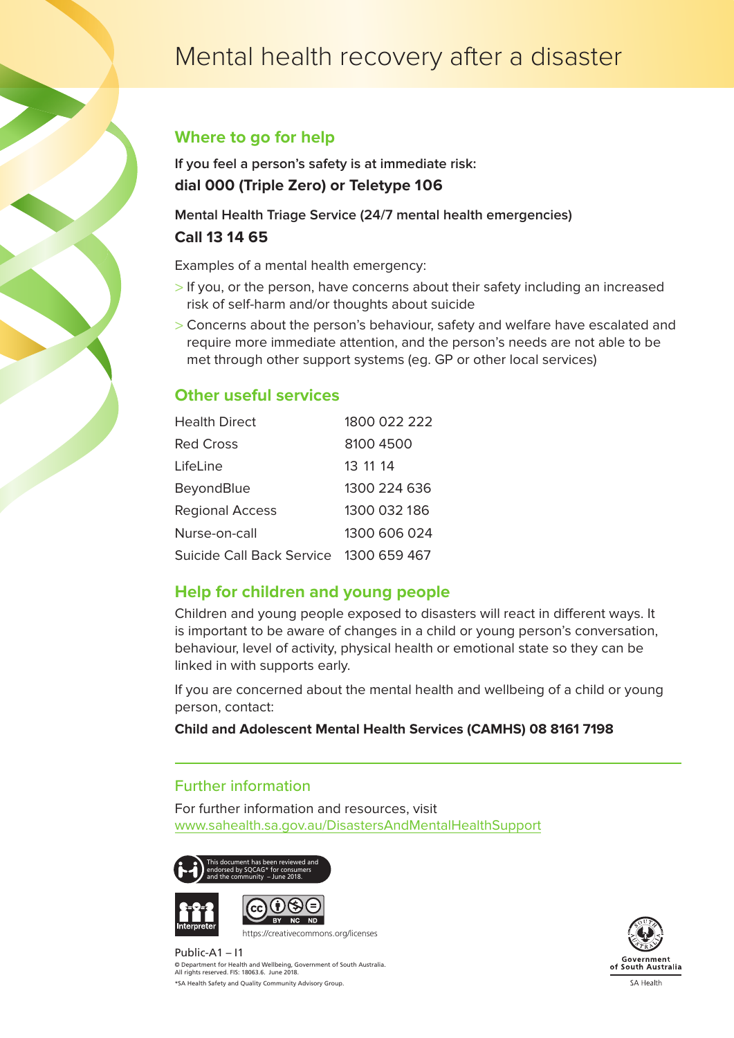# Mental health recovery after a disaster

## Where to go for help

**If you feel a person's safety is at immediate risk:**

**dial 000 (Triple Zero) or Teletype 106**

**Mental Health Triage Service (24/7 mental health emergencies)**

**Call 13 14 65**

Examples of a mental health emergency:

- If you, or the person, have concerns about their safety including an increased risk of self-harm and/or thoughts about suicide
- Concerns about the person's behaviour, safety and welfare have escalated and require more immediate attention, and the person's needs are not able to be met through other support systems (eg. GP or other local services)

## Other useful services

| | |
|---|---|
| Health Direct | 1800 022 222 |
| Red Cross | 8100 4500 |
| LifeLine | 13 11 14 |
| BeyondBlue | 1300 224 636 |
| Regional Access | 1300 032 186 |
| Nurse-on-call | 1300 606 024 |
| Suicide Call Back Service | 1300 659 467 |

## Help for children and young people

Children and young people exposed to disasters will react in different ways. It is important to be aware of changes in a child or young person's conversation, behaviour, level of activity, physical health or emotional state so they can be linked in with supports early.

If you are concerned about the mental health and wellbeing of a child or young person, contact:

**Child and Adolescent Mental Health Services (CAMHS) 08 8161 7198**

## Further information

For further information and resources, visit www.sahealth.sa.gov.au/DisastersAndMentalHealthSupport

This document has been reviewed and endorsed by SQCAG* for consumers and the community – June 2018.

Interpreter

https://creativecommons.org/licenses

Public-A1 – I1

© Department for Health and Wellbeing, Government of South Australia. All rights reserved. FIS: 18063.6. June 2018.

*SA Health Safety and Quality Community Advisory Group.

Government of South Australia

SA Health